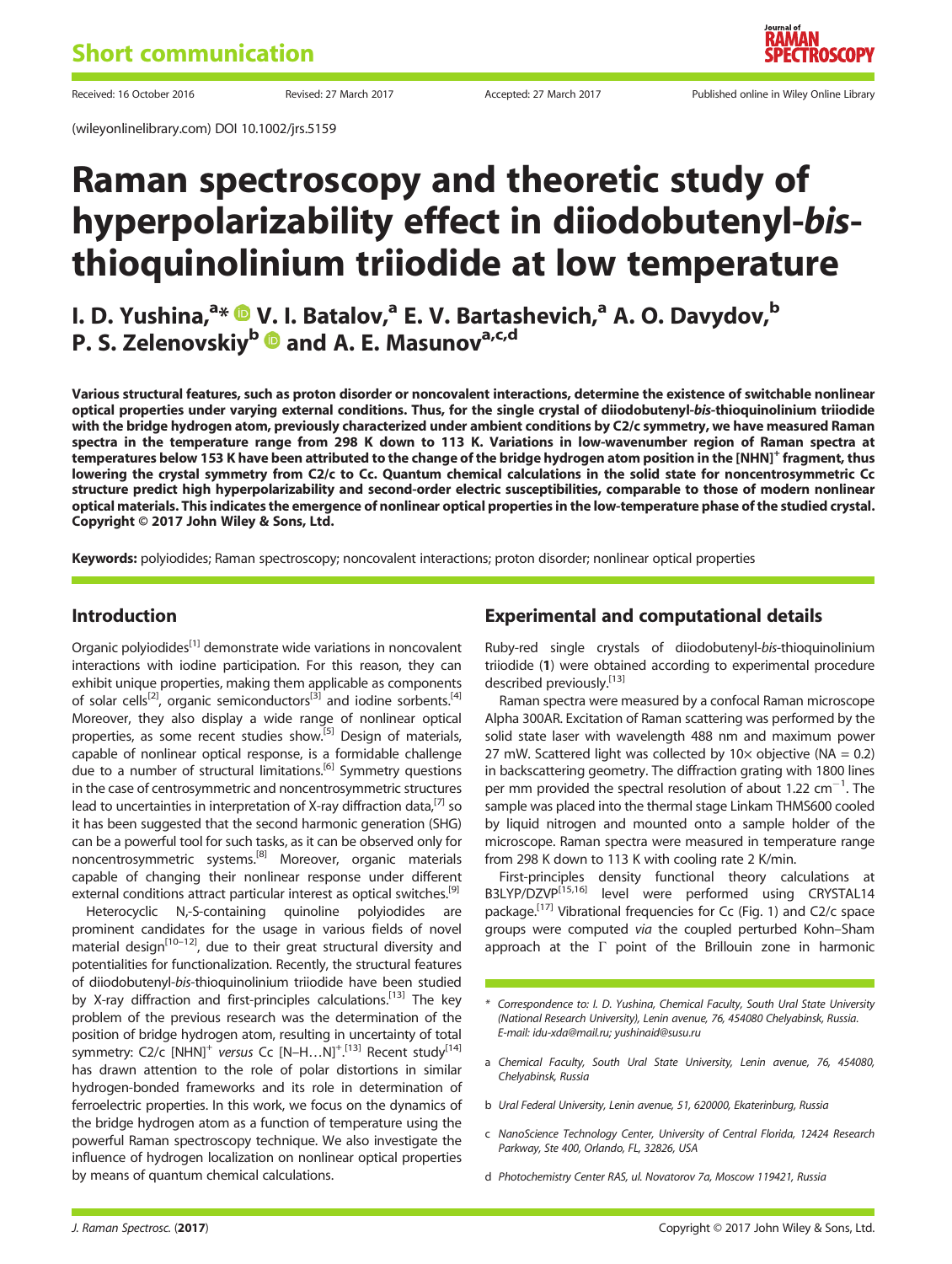Short communication

Received: 16 October 2016 Revised: 27 March 2017 Accepted: 27 March 2017 Published online in Wiley Online Library

(wileyonlinelibrary.com) DOI 10.1002/jrs.5159

# Raman spectroscopy and theoretic study of hyperpolarizability effect in diiodobutenyl-*bis*-thioquinolinium triiodide at low temperature

**I. D. Yushina,[a*] V. I. Batalov,[a] E. V. Bartashevich,[a] A. O. Davydov,[b] P. S. Zelenovskiy[b] and A. E. Masunov[a,c,d]**

**Various structural features, such as proton disorder or noncovalent interactions, determine the existence of switchable nonlinear optical properties under varying external conditions. Thus, for the single crystal of diiodobutenyl-*bis*-thioquinolinium triiodide with the bridge hydrogen atom, previously characterized under ambient conditions by C2/c symmetry, we have measured Raman spectra in the temperature range from 298 K down to 113 K. Variations in low-wavenumber region of Raman spectra at temperatures below 153 K have been attributed to the change of the bridge hydrogen atom position in the $[NHN]^+$ fragment, thus lowering the crystal symmetry from C2/c to Cc. Quantum chemical calculations in the solid state for noncentrosymmetric Cc structure predict high hyperpolarizability and second-order electric susceptibilities, comparable to those of modern nonlinear optical materials. This indicates the emergence of nonlinear optical properties in the low-temperature phase of the studied crystal. Copyright © 2017 John Wiley & Sons, Ltd.**

**Keywords:** polyiodides; Raman spectroscopy; noncovalent interactions; proton disorder; nonlinear optical properties

## Introduction

Organic polyiodides[1] demonstrate wide variations in noncovalent interactions with iodine participation. For this reason, they can exhibit unique properties, making them applicable as components of solar cells[2], organic semiconductors[3] and iodine sorbents.[4] Moreover, they also display a wide range of nonlinear optical properties, as some recent studies show.[5] Design of materials, capable of nonlinear optical response, is a formidable challenge due to a number of structural limitations.[6] Symmetry questions in the case of centrosymmetric and noncentrosymmetric structures lead to uncertainties in interpretation of X-ray diffraction data,[7] so it has been suggested that the second harmonic generation (SHG) can be a powerful tool for such tasks, as it can be observed only for noncentrosymmetric systems.[8] Moreover, organic materials capable of changing their nonlinear response under different external conditions attract particular interest as optical switches.[9]

Heterocyclic N,-S-containing quinoline polyiodides are prominent candidates for the usage in various fields of novel material design[10–12], due to their great structural diversity and potentialities for functionalization. Recently, the structural features of diiodobutenyl-*bis*-thioquinolinium triiodide have been studied by X-ray diffraction and first-principles calculations.[13] The key problem of the previous research was the determination of the position of bridge hydrogen atom, resulting in uncertainty of total symmetry: C2/c $[NHN]^+$ *versus* Cc $[N–H…N]^+$.[13] Recent study[14] has drawn attention to the role of polar distortions in similar hydrogen-bonded frameworks and its role in determination of ferroelectric properties. In this work, we focus on the dynamics of the bridge hydrogen atom as a function of temperature using the powerful Raman spectroscopy technique. We also investigate the influence of hydrogen localization on nonlinear optical properties by means of quantum chemical calculations.

## Experimental and computational details

Ruby-red single crystals of diiodobutenyl-*bis*-thioquinolinium triiodide (**1**) were obtained according to experimental procedure described previously.[13]

Raman spectra were measured by a confocal Raman microscope Alpha 300AR. Excitation of Raman scattering was performed by the solid state laser with wavelength 488 nm and maximum power 27 mW. Scattered light was collected by 10× objective (NA = 0.2) in backscattering geometry. The diffraction grating with 1800 lines per mm provided the spectral resolution of about 1.22 $cm^{-1}$. The sample was placed into the thermal stage Linkam THMS600 cooled by liquid nitrogen and mounted onto a sample holder of the microscope. Raman spectra were measured in temperature range from 298 K down to 113 K with cooling rate 2 K/min.

First-principles density functional theory calculations at B3LYP/DZVP[15,16] level were performed using CRYSTAL14 package.[17] Vibrational frequencies for Cc (Fig. 1) and C2/c space groups were computed *via* the coupled perturbed Kohn–Sham approach at the Γ point of the Brillouin zone in harmonic

\* Correspondence to: I. D. Yushina, Chemical Faculty, South Ural State University (National Research University), Lenin avenue, 76, 454080 Chelyabinsk, Russia. E-mail: idu-xda@mail.ru; yushinaid@susu.ru

a Chemical Faculty, South Ural State University, Lenin avenue, 76, 454080, Chelyabinsk, Russia

b Ural Federal University, Lenin avenue, 51, 620000, Ekaterinburg, Russia

c NanoScience Technology Center, University of Central Florida, 12424 Research Parkway, Ste 400, Orlando, FL, 32826, USA

d Photochemistry Center RAS, ul. Novatorov 7a, Moscow 119421, Russia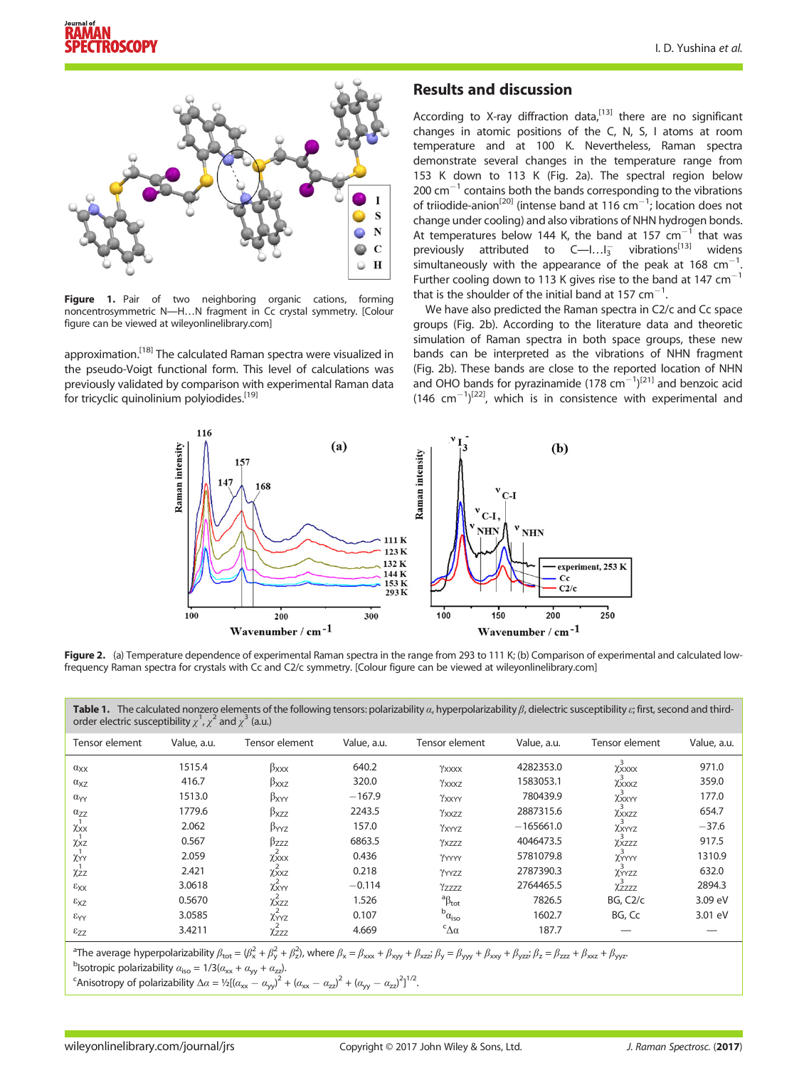Figure 1. Pair of two neighboring organic cations, forming noncentrosymmetric N—H…N fragment in Cc crystal symmetry. [Colour figure can be viewed at wileyonlinelibrary.com]

approximation.[18] The calculated Raman spectra were visualized in the pseudo-Voigt functional form. This level of calculations was previously validated by comparison with experimental Raman data for tricyclic quinolinium polyiodides.[19]

## Results and discussion

According to X-ray diffraction data,[13] there are no significant changes in atomic positions of the C, N, S, I atoms at room temperature and at 100 K. Nevertheless, Raman spectra demonstrate several changes in the temperature range from 153 K down to 113 K (Fig. 2a). The spectral region below 200 $cm^{-1}$ contains both the bands corresponding to the vibrations of triiodide-anion[20] (intense band at 116 $cm^{-1}$; location does not change under cooling) and also vibrations of NHN hydrogen bonds. At temperatures below 144 K, the band at 157 $cm^{-1}$ that was previously attributed to C—I…$I_3^-$ vibrations[13] widens simultaneously with the appearance of the peak at 168 $cm^{-1}$. Further cooling down to 113 K gives rise to the band at 147 $cm^{-1}$ that is the shoulder of the initial band at 157 $cm^{-1}$.

We have also predicted the Raman spectra in C2/c and Cc space groups (Fig. 2b). According to the literature data and theoretic simulation of Raman spectra in both space groups, these new bands can be interpreted as the vibrations of NHN fragment (Fig. 2b). These bands are close to the reported location of NHN and OHO bands for pyrazinamide (178 $cm^{-1}$)[21] and benzoic acid (146 $cm^{-1}$)[22], which is in consistence with experimental and

Figure 2. (a) Temperature dependence of experimental Raman spectra in the range from 293 to 111 K; (b) Comparison of experimental and calculated low-frequency Raman spectra for crystals with Cc and C2/c symmetry. [Colour figure can be viewed at wileyonlinelibrary.com]

**Table 1.** The calculated nonzero elements of the following tensors: polarizability $\alpha$, hyperpolarizability $\beta$, dielectric susceptibility $\varepsilon$; first, second and third-order electric susceptibility $\chi^1$, $\chi^2$ and $\chi^3$ (a.u.)

| Tensor element | Value, a.u. | Tensor element | Value, a.u. | Tensor element | Value, a.u. | Tensor element | Value, a.u. |
|---|---|---|---|---|---|---|---|
| $\alpha_{XX}$ | 1515.4 | $\beta_{XXX}$ | 640.2 | $\gamma_{XXXX}$ | 4282353.0 | $\chi^3_{XXXX}$ | 971.0 |
| $\alpha_{XZ}$ | 416.7 | $\beta_{XXZ}$ | 320.0 | $\gamma_{XXXZ}$ | 1583053.1 | $\chi^3_{XXXZ}$ | 359.0 |
| $\alpha_{YY}$ | 1513.0 | $\beta_{XYY}$ | −167.9 | $\gamma_{XXYY}$ | 780439.9 | $\chi^3_{XXYY}$ | 177.0 |
| $\alpha_{ZZ}$ | 1779.6 | $\beta_{XZZ}$ | 2243.5 | $\gamma_{XXZZ}$ | 2887315.6 | $\chi^3_{XXZZ}$ | 654.7 |
| $\chi^1_{XX}$ | 2.062 | $\beta_{YYZ}$ | 157.0 | $\gamma_{XYYZ}$ | −165661.0 | $\chi^3_{XYYZ}$ | −37.6 |
| $\chi^1_{XZ}$ | 0.567 | $\beta_{ZZZ}$ | 6863.5 | $\gamma_{XZZZ}$ | 4046473.5 | $\chi^3_{XZZZ}$ | 917.5 |
| $\chi^1_{YY}$ | 2.059 | $\chi^2_{XXX}$ | 0.436 | $\gamma_{YYYY}$ | 5781079.8 | $\chi^3_{YYYY}$ | 1310.9 |
| $\chi^1_{ZZ}$ | 2.421 | $\chi^2_{XXZ}$ | 0.218 | $\gamma_{YYZZ}$ | 2787390.3 | $\chi^3_{YYZZ}$ | 632.0 |
| $\varepsilon_{XX}$ | 3.0618 | $\chi^2_{XYY}$ | −0.114 | $\gamma_{ZZZZ}$ | 2764465.5 | $\chi^3_{ZZZZ}$ | 2894.3 |
| $\varepsilon_{XZ}$ | 0.5670 | $\chi^2_{XZZ}$ | 1.526 | $^a\beta_{tot}$ | 7826.5 | BG, C2/c | 3.09 eV |
| $\varepsilon_{YY}$ | 3.0585 | $\chi^2_{YYZ}$ | 0.107 | $^b\alpha_{iso}$ | 1602.7 | BG, Cc | 3.01 eV |
| $\varepsilon_{ZZ}$ | 3.4211 | $\chi^2_{ZZZ}$ | 4.669 | $^c\Delta\alpha$ | 187.7 | — | — |

aThe average hyperpolarizability $\beta_{tot} = (\beta_x^2 + \beta_y^2 + \beta_z^2)$, where $\beta_x = \beta_{xxx} + \beta_{xyy} + \beta_{xzz}$; $\beta_y = \beta_{yyy} + \beta_{xxy} + \beta_{yzz}$; $\beta_z = \beta_{zzz} + \beta_{xxz} + \beta_{yyz}$.

bIsotropic polarizability $\alpha_{iso} = 1/3(\alpha_{xx} + \alpha_{yy} + \alpha_{zz})$.

cAnisotropy of polarizability $\Delta\alpha = ½[(\alpha_{xx} - \alpha_{yy})^2 + (\alpha_{xx} - \alpha_{zz})^2 + (\alpha_{yy} - \alpha_{zz})^2]^{1/2}$.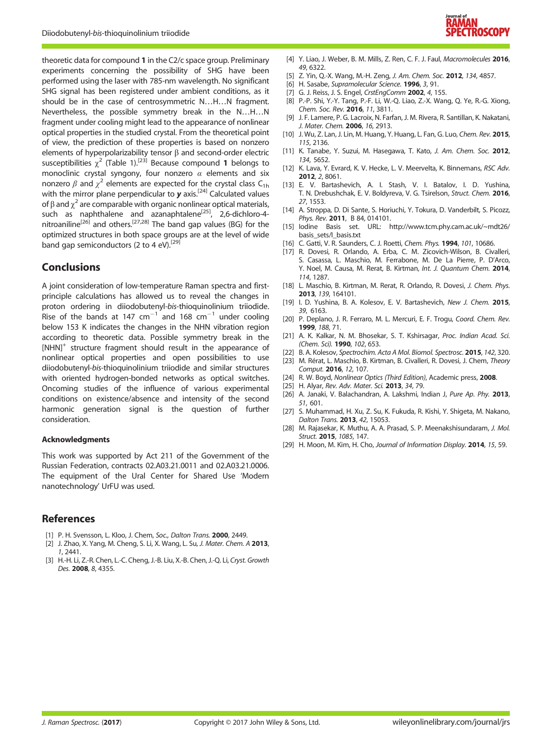theoretic data for compound **1** in the C2/c space group. Preliminary experiments concerning the possibility of SHG have been performed using the laser with 785-nm wavelength. No significant SHG signal has been registered under ambient conditions, as it should be in the case of centrosymmetric N…H…N fragment. Nevertheless, the possible symmetry break in the N…H…N fragment under cooling might lead to the appearance of nonlinear optical properties in the studied crystal. From the theoretical point of view, the prediction of these properties is based on nonzero elements of hyperpolarizability tensor $\beta$ and second-order electric susceptibilities $\chi^2$ (Table 1).[23] Because compound **1** belongs to monoclinic crystal syngony, four nonzero $\alpha$ elements and six nonzero $\beta$ and $\chi^2$ elements are expected for the crystal class $C_{1h}$ with the mirror plane perpendicular to ***y*** axis.[24] Calculated values of $\beta$ and $\chi^2$ are comparable with organic nonlinear optical materials, such as naphthalene and azanaphtalene[25], 2,6-dichloro-4-nitroaniline[26] and others.[27,28] The band gap values (BG) for the optimized structures in both space groups are at the level of wide band gap semiconductors (2 to 4 eV).[29]

## Conclusions

A joint consideration of low-temperature Raman spectra and first-principle calculations has allowed us to reveal the changes in proton ordering in diiodobutenyl-*bis*-thioquinolinium triiodide. Rise of the bands at 147 $cm^{-1}$ and 168 $cm^{-1}$ under cooling below 153 K indicates the changes in the NHN vibration region according to theoretic data. Possible symmetry break in the $[NHN]^+$ structure fragment should result in the appearance of nonlinear optical properties and open possibilities to use diiodobutenyl-*bis*-thioquinolinium triiodide and similar structures with oriented hydrogen-bonded networks as optical switches. Oncoming studies of the influence of various experimental conditions on existence/absence and intensity of the second harmonic generation signal is the question of further consideration.

### Acknowledgments

This work was supported by Act 211 of the Government of the Russian Federation, contracts 02.A03.21.0011 and 02.A03.21.0006. The equipment of the Ural Center for Shared Use 'Modern nanotechnology' UrFU was used.

## References

[1] P. H. Svensson, L. Kloo, J. Chem, *Soc., Dalton Trans.* **2000**, 2449.
[2] J. Zhao, X. Yang, M. Cheng, S. Li, X. Wang, L. Su, *J. Mater. Chem. A* **2013**, *1*, 2441.
[3] H.-H. Li, Z.-R. Chen, L.-C. Cheng, J.-B. Liu, X.-B. Chen, J.-Q. Li, *Cryst. Growth Des.* **2008**, *8*, 4355.
[4] Y. Liao, J. Weber, B. M. Mills, Z. Ren, C. F. J. Faul, *Macromolecules* **2016**, *49*, 6322.
[5] Z. Yin, Q.-X. Wang, M.-H. Zeng, *J. Am. Chem. Soc.* **2012**, *134*, 4857.
[6] H. Sasabe, *Supramolecular Science.* **1996**, *3*, 91.
[7] G. J. Reiss, J. S. Engel, *CrstEngComm* **2002**, *4*, 155.
[8] P.-P. Shi, Y.-Y. Tang, P.-F. Li, W.-Q. Liao, Z.-X. Wang, Q. Ye, R.-G. Xiong, *Chem. Soc. Rev.* **2016**, *11*, 3811.
[9] J. F. Lamere, P. G. Lacroix, N. Farfan, J. M. Rivera, R. Santillan, K. Nakatani, *J. Mater. Chem.* **2006**, *16*, 2913.
[10] J. Wu, Z. Lan, J. Lin, M. Huang, Y. Huang, L. Fan, G. Luo, *Chem. Rev.* **2015**, *115*, 2136.
[11] K. Tanabe, Y. Suzui, M. Hasegawa, T. Kato, *J. Am. Chem. Soc.* **2012**, *134*, 5652.
[12] K. Lava, Y. Evrard, K. V. Hecke, L. V. Meervelta, K. Binnemans, *RSC Adv.* **2012**, *2*, 8061.
[13] E. V. Bartashevich, A. I. Stash, V. I. Batalov, I. D. Yushina, T. N. Drebushchak, E. V. Boldyreva, V. G. Tsirelson, *Struct. Chem.* **2016**, *27*, 1553.
[14] A. Stroppa, D. Di Sante, S. Horiuchi, Y. Tokura, D. Vanderbilt, S. Picozz, *Phys. Rev.* **2011**, B 84, 014101.
[15] Iodine Basis set. URL: http://www.tcm.phy.cam.ac.uk/~mdt26/basis_sets/I_basis.txt
[16] C. Gatti, V. R. Saunders, C. J. Roetti, *Chem. Phys.* **1994**, *101*, 10686.
[17] R. Dovesi, R. Orlando, A. Erba, C. M. Zicovich-Wilson, B. Civalleri, S. Casassa, L. Maschio, M. Ferrabone, M. De La Pierre, P. D'Arco, Y. Noel, M. Causa, M. Rerat, B. Kirtman, *Int. J. Quantum Chem.* **2014**, *114*, 1287.
[18] L. Maschio, B. Kirtman, M. Rerat, R. Orlando, R. Dovesi, *J. Chem. Phys.* **2013**, *139*, 164101.
[19] I. D. Yushina, B. A. Kolesov, E. V. Bartashevich, *New J. Chem.* **2015**, *39*, 6163.
[20] P. Deplano, J. R. Ferraro, M. L. Mercuri, E. F. Trogu, *Coord. Chem. Rev.* **1999**, *188*, 71.
[21] A. K. Kalkar, N. M. Bhosekar, S. T. Kshirsagar, *Proc. Indian Acad. Sci. (Chem. Sci).* **1990**, *102*, 653.
[22] B. A. Kolesov, *Spectrochim. Acta A Mol. Biomol. Spectrosc.* **2015**, *142*, 320.
[23] M. Rérat, L. Maschio, B. Kirtman, B. Civalleri, R. Dovesi, J. Chem, *Theory Comput.* **2016**, *12*, 107.
[24] R. W. Boyd, *Nonlinear Optics (Third Edition)*, Academic press, **2008**.
[25] H. Alyar, *Rev. Adv. Mater. Sci.* **2013**, *34*, 79.
[26] A. Janaki, V. Balachandran, A. Lakshmi, Indian J, *Pure Ap. Phy.* **2013**, *51*, 601.
[27] S. Muhammad, H. Xu, Z. Su, K. Fukuda, R. Kishi, Y. Shigeta, M. Nakano, *Dalton Trans.* **2013**, *42*, 15053.
[28] M. Rajasekar, K. Muthu, A. A. Prasad, S. P. Meenakshisundaram, *J. Mol. Struct.* **2015**, *1085*, 147.
[29] H. Moon, M. Kim, H. Cho, *Journal of Information Display.* **2014**, *15*, 59.